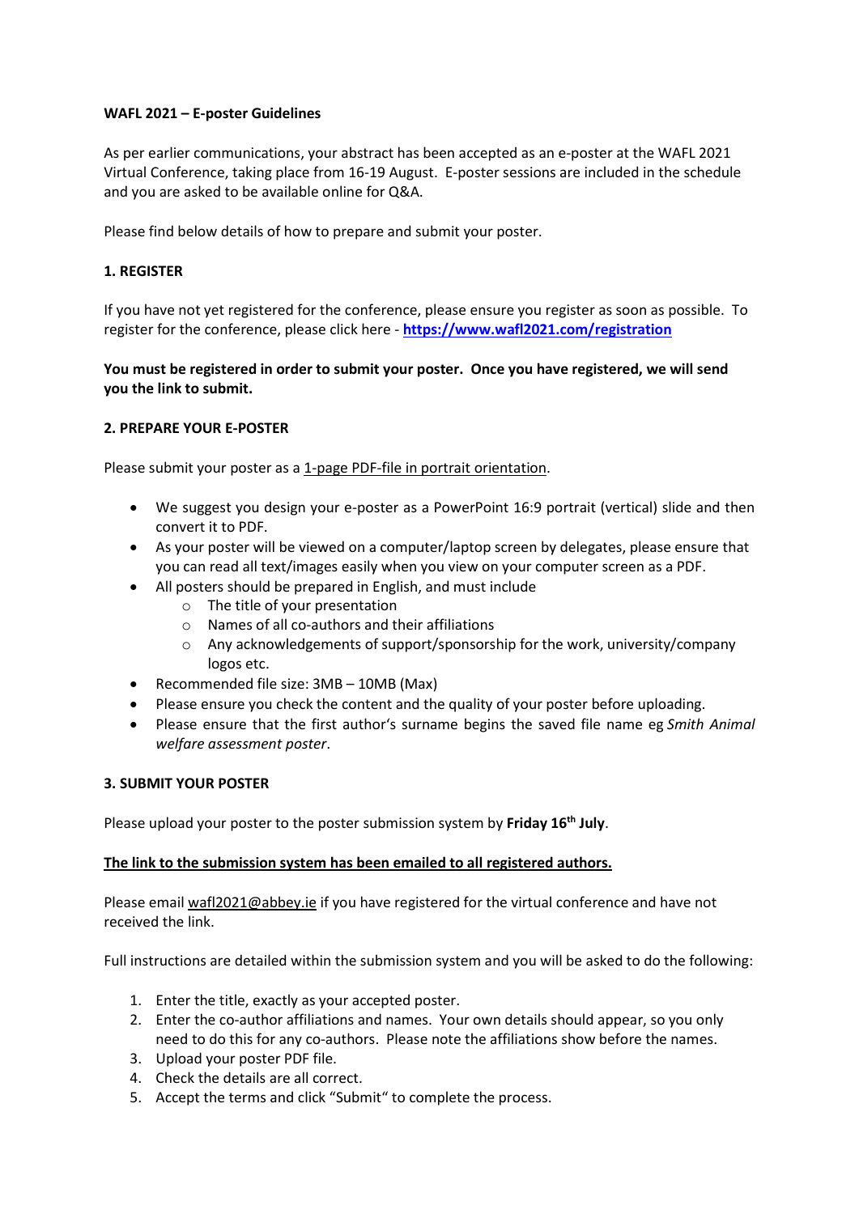**WAFL 2021 – E-poster Guidelines**

As per earlier communications, your abstract has been accepted as an e-poster at the WAFL 2021 Virtual Conference, taking place from 16-19 August. E-poster sessions are included in the schedule and you are asked to be available online for Q&A.

Please find below details of how to prepare and submit your poster.

**1. REGISTER**

If you have not yet registered for the conference, please ensure you register as soon as possible. To register for the conference, please click here - **https://www.wafl2021.com/registration**

**You must be registered in order to submit your poster. Once you have registered, we will send you the link to submit.**

**2. PREPARE YOUR E-POSTER**

Please submit your poster as a 1-page PDF-file in portrait orientation.

- We suggest you design your e-poster as a PowerPoint 16:9 portrait (vertical) slide and then convert it to PDF.
- As your poster will be viewed on a computer/laptop screen by delegates, please ensure that you can read all text/images easily when you view on your computer screen as a PDF.
- All posters should be prepared in English, and must include
  - The title of your presentation
  - Names of all co-authors and their affiliations
  - Any acknowledgements of support/sponsorship for the work, university/company logos etc.
- Recommended file size: 3MB – 10MB (Max)
- Please ensure you check the content and the quality of your poster before uploading.
- Please ensure that the first author's surname begins the saved file name eg *Smith Animal welfare assessment poster*.

**3. SUBMIT YOUR POSTER**

Please upload your poster to the poster submission system by **Friday 16th July**.

**The link to the submission system has been emailed to all registered authors.**

Please email wafl2021@abbey.ie if you have registered for the virtual conference and have not received the link.

Full instructions are detailed within the submission system and you will be asked to do the following:

1. Enter the title, exactly as your accepted poster.
2. Enter the co-author affiliations and names. Your own details should appear, so you only need to do this for any co-authors. Please note the affiliations show before the names.
3. Upload your poster PDF file.
4. Check the details are all correct.
5. Accept the terms and click "Submit" to complete the process.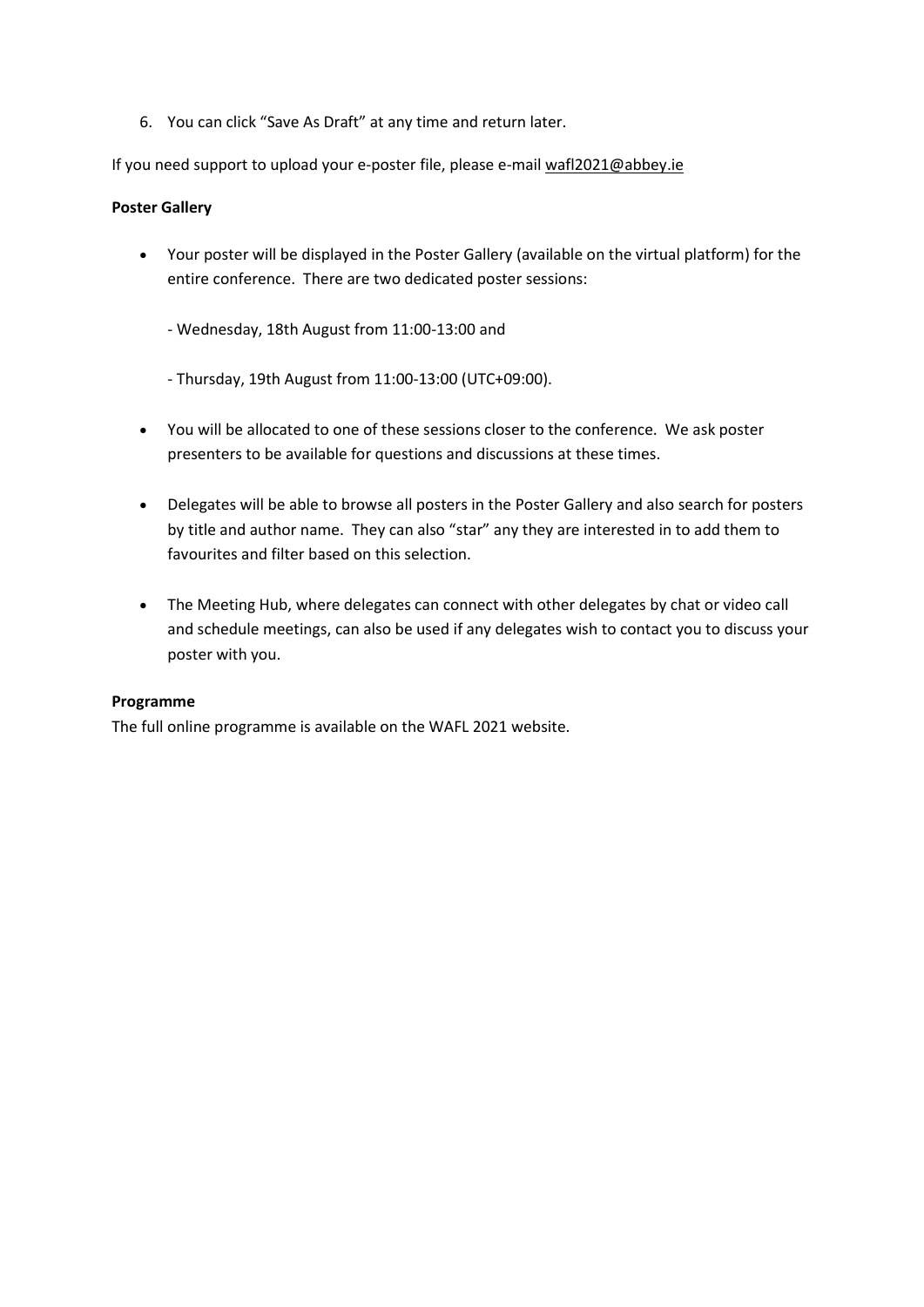6. You can click "Save As Draft" at any time and return later.

If you need support to upload your e-poster file, please e-mail wafl2021@abbey.ie

**Poster Gallery**

- Your poster will be displayed in the Poster Gallery (available on the virtual platform) for the entire conference. There are two dedicated poster sessions:

  - Wednesday, 18th August from 11:00-13:00 and

  - Thursday, 19th August from 11:00-13:00 (UTC+09:00).

- You will be allocated to one of these sessions closer to the conference. We ask poster presenters to be available for questions and discussions at these times.

- Delegates will be able to browse all posters in the Poster Gallery and also search for posters by title and author name. They can also "star" any they are interested in to add them to favourites and filter based on this selection.

- The Meeting Hub, where delegates can connect with other delegates by chat or video call and schedule meetings, can also be used if any delegates wish to contact you to discuss your poster with you.

**Programme**

The full online programme is available on the WAFL 2021 website.